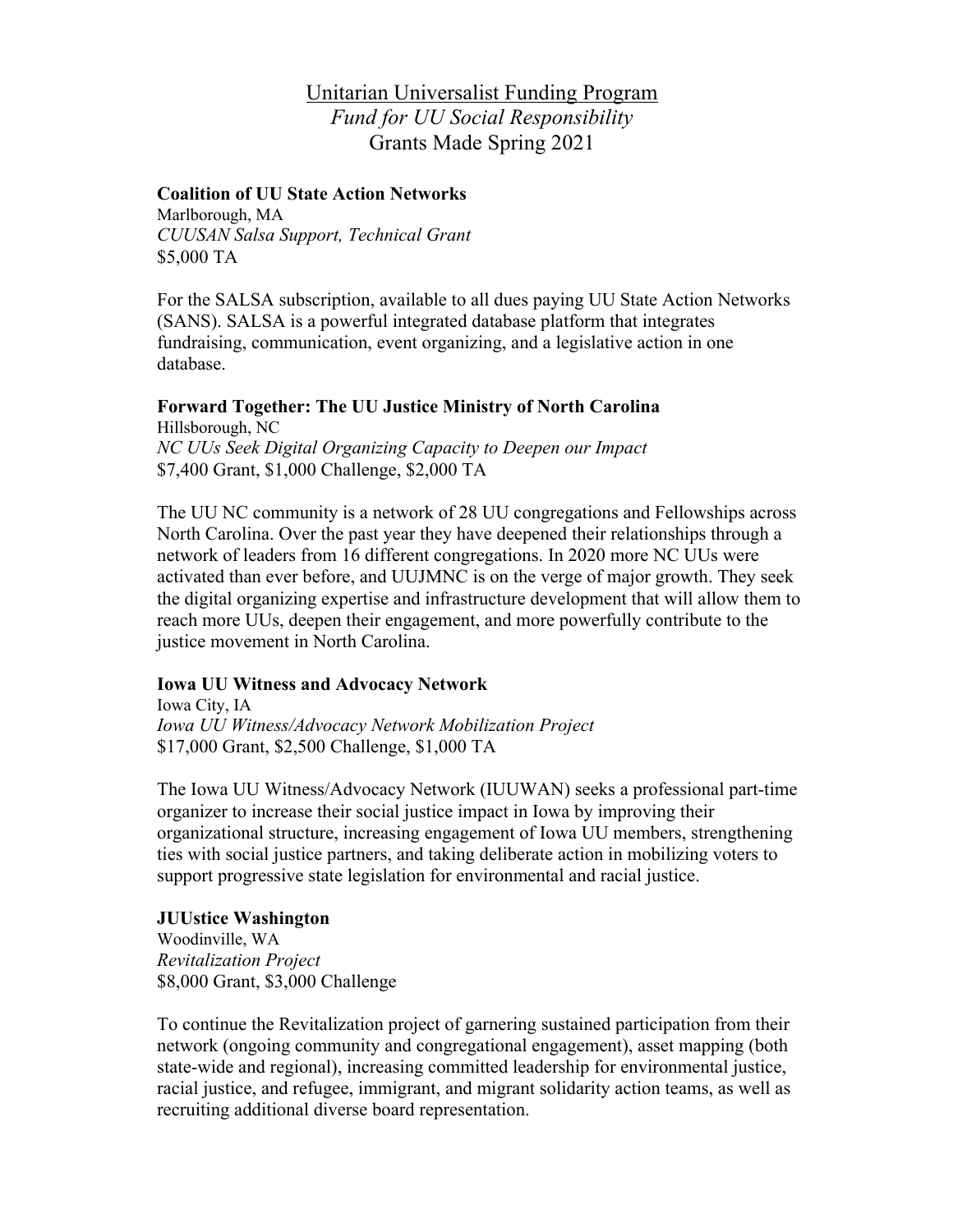# Unitarian Universalist Funding Program
## *Fund for UU Social Responsibility*
## Grants Made Spring 2021

**Coalition of UU State Action Networks**
Marlborough, MA
*CUUSAN Salsa Support, Technical Grant*
$5,000 TA

For the SALSA subscription, available to all dues paying UU State Action Networks (SANS). SALSA is a powerful integrated database platform that integrates fundraising, communication, event organizing, and a legislative action in one database.

**Forward Together: The UU Justice Ministry of North Carolina**
Hillsborough, NC
*NC UUs Seek Digital Organizing Capacity to Deepen our Impact*
$7,400 Grant, $1,000 Challenge, $2,000 TA

The UU NC community is a network of 28 UU congregations and Fellowships across North Carolina. Over the past year they have deepened their relationships through a network of leaders from 16 different congregations. In 2020 more NC UUs were activated than ever before, and UUJMNC is on the verge of major growth. They seek the digital organizing expertise and infrastructure development that will allow them to reach more UUs, deepen their engagement, and more powerfully contribute to the justice movement in North Carolina.

**Iowa UU Witness and Advocacy Network**
Iowa City, IA
*Iowa UU Witness/Advocacy Network Mobilization Project*
$17,000 Grant, $2,500 Challenge, $1,000 TA

The Iowa UU Witness/Advocacy Network (IUUWAN) seeks a professional part-time organizer to increase their social justice impact in Iowa by improving their organizational structure, increasing engagement of Iowa UU members, strengthening ties with social justice partners, and taking deliberate action in mobilizing voters to support progressive state legislation for environmental and racial justice.

**JUUstice Washington**
Woodinville, WA
*Revitalization Project*
$8,000 Grant, $3,000 Challenge

To continue the Revitalization project of garnering sustained participation from their network (ongoing community and congregational engagement), asset mapping (both state-wide and regional), increasing committed leadership for environmental justice, racial justice, and refugee, immigrant, and migrant solidarity action teams, as well as recruiting additional diverse board representation.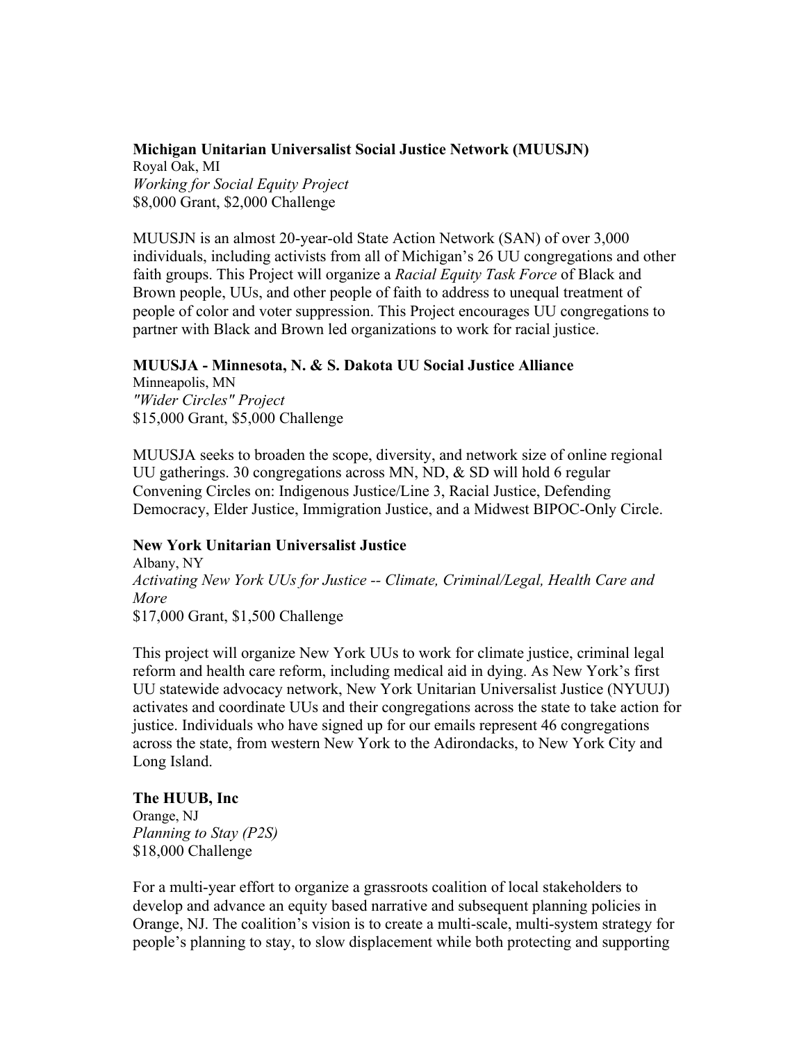**Michigan Unitarian Universalist Social Justice Network (MUUSJN)**
Royal Oak, MI
*Working for Social Equity Project*
$8,000 Grant, $2,000 Challenge

MUUSJN is an almost 20-year-old State Action Network (SAN) of over 3,000 individuals, including activists from all of Michigan's 26 UU congregations and other faith groups. This Project will organize a *Racial Equity Task Force* of Black and Brown people, UUs, and other people of faith to address to unequal treatment of people of color and voter suppression. This Project encourages UU congregations to partner with Black and Brown led organizations to work for racial justice.

**MUUSJA - Minnesota, N. & S. Dakota UU Social Justice Alliance**
Minneapolis, MN
*"Wider Circles" Project*
$15,000 Grant, $5,000 Challenge

MUUSJA seeks to broaden the scope, diversity, and network size of online regional UU gatherings. 30 congregations across MN, ND, & SD will hold 6 regular Convening Circles on: Indigenous Justice/Line 3, Racial Justice, Defending Democracy, Elder Justice, Immigration Justice, and a Midwest BIPOC-Only Circle.

**New York Unitarian Universalist Justice**
Albany, NY
*Activating New York UUs for Justice -- Climate, Criminal/Legal, Health Care and More*
$17,000 Grant, $1,500 Challenge

This project will organize New York UUs to work for climate justice, criminal legal reform and health care reform, including medical aid in dying. As New York's first UU statewide advocacy network, New York Unitarian Universalist Justice (NYUUJ) activates and coordinate UUs and their congregations across the state to take action for justice. Individuals who have signed up for our emails represent 46 congregations across the state, from western New York to the Adirondacks, to New York City and Long Island.

**The HUUB, Inc**
Orange, NJ
*Planning to Stay (P2S)*
$18,000 Challenge

For a multi-year effort to organize a grassroots coalition of local stakeholders to develop and advance an equity based narrative and subsequent planning policies in Orange, NJ. The coalition's vision is to create a multi-scale, multi-system strategy for people's planning to stay, to slow displacement while both protecting and supporting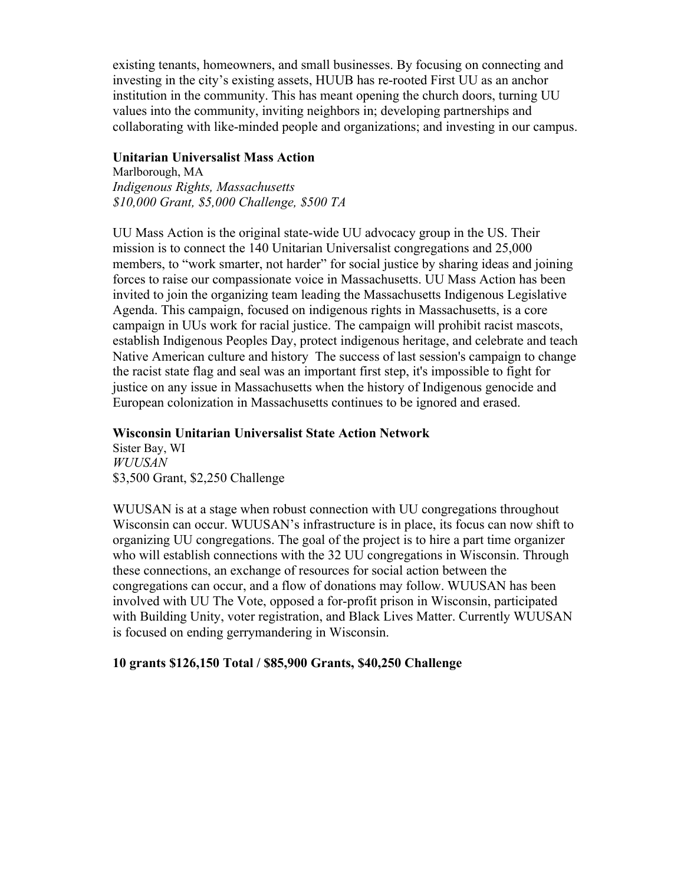existing tenants, homeowners, and small businesses. By focusing on connecting and investing in the city's existing assets, HUUB has re-rooted First UU as an anchor institution in the community. This has meant opening the church doors, turning UU values into the community, inviting neighbors in; developing partnerships and collaborating with like-minded people and organizations; and investing in our campus.

**Unitarian Universalist Mass Action**
Marlborough, MA
*Indigenous Rights, Massachusetts*
*$10,000 Grant, $5,000 Challenge, $500 TA*

UU Mass Action is the original state-wide UU advocacy group in the US. Their mission is to connect the 140 Unitarian Universalist congregations and 25,000 members, to "work smarter, not harder" for social justice by sharing ideas and joining forces to raise our compassionate voice in Massachusetts. UU Mass Action has been invited to join the organizing team leading the Massachusetts Indigenous Legislative Agenda. This campaign, focused on indigenous rights in Massachusetts, is a core campaign in UUs work for racial justice. The campaign will prohibit racist mascots, establish Indigenous Peoples Day, protect indigenous heritage, and celebrate and teach Native American culture and history The success of last session's campaign to change the racist state flag and seal was an important first step, it's impossible to fight for justice on any issue in Massachusetts when the history of Indigenous genocide and European colonization in Massachusetts continues to be ignored and erased.

**Wisconsin Unitarian Universalist State Action Network**
Sister Bay, WI
*WUUSAN*
$3,500 Grant, $2,250 Challenge

WUUSAN is at a stage when robust connection with UU congregations throughout Wisconsin can occur. WUUSAN's infrastructure is in place, its focus can now shift to organizing UU congregations. The goal of the project is to hire a part time organizer who will establish connections with the 32 UU congregations in Wisconsin. Through these connections, an exchange of resources for social action between the congregations can occur, and a flow of donations may follow. WUUSAN has been involved with UU The Vote, opposed a for-profit prison in Wisconsin, participated with Building Unity, voter registration, and Black Lives Matter. Currently WUUSAN is focused on ending gerrymandering in Wisconsin.

**10 grants $126,150 Total / $85,900 Grants, $40,250 Challenge**